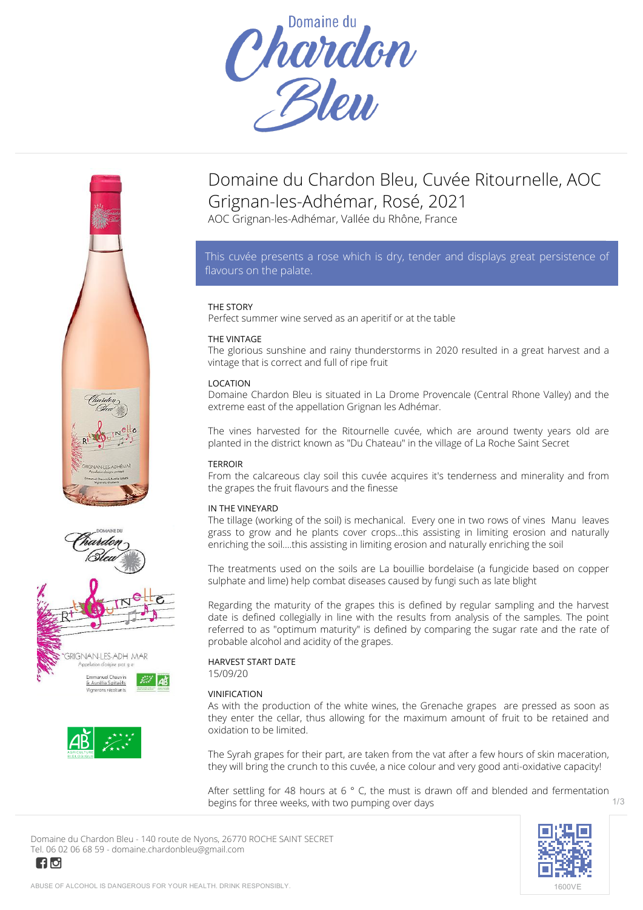# Domaine du Chardon Bleu, Cuvée Ritournelle, AOC Grignan-les-Adhémar, Rosé, 2021

AOC Grignan-les-Adhémar, Vallée du Rhône, France

This cuvée presents a rose which is dry, tender and displays great persistence of flavours on the palate.

### THE STORY

Perfect summer wine served as an aperitif or at the table

### THE VINTAGE

The glorious sunshine and rainy thunderstorms in 2020 resulted in a great harvest and a vintage that is correct and full of ripe fruit

### LOCATION

Domaine Chardon Bleu is situated in La Drome Provencale (Central Rhone Valley) and the extreme east of the appellation Grignan les Adhémar.

The vines harvested for the Ritournelle cuvée, which are around twenty years old are planted in the district known as "Du Chateau" in the village of La Roche Saint Secret

### TERROIR

From the calcareous clay soil this cuvée acquires it's tenderness and minerality and from the grapes the fruit flavours and the finesse

### IN THE VINEYARD

The tillage (working of the soil) is mechanical. Every one in two rows of vines Manu leaves grass to grow and he plants cover crops...this assisting in limiting erosion and naturally enriching the soil....this assisting in limiting erosion and naturally enriching the soil

The treatments used on the soils are La bouillie bordelaise (a fungicide based on copper sulphate and lime) help combat diseases caused by fungi such as late blight

Regarding the maturity of the grapes this is defined by regular sampling and the harvest date is defined collegially in line with the results from analysis of the samples. The point referred to as "optimum maturity" is defined by comparing the sugar rate and the rate of probable alcohol and acidity of the grapes.

### HARVEST START DATE

15/09/20

### VINIFICATION

As with the production of the white wines, the Grenache grapes are pressed as soon as they enter the cellar, thus allowing for the maximum amount of fruit to be retained and oxidation to be limited.

The Syrah grapes for their part, are taken from the vat after a few hours of skin maceration, they will bring the crunch to this cuvée, a nice colour and very good anti-oxidative capacity!

After settling for 48 hours at 6 ° C, the must is drawn off and blended and fermentation begins for three weeks, with two pumping over days

Domaine du Chardon Bleu - 140 route de Nyons, 26770 ROCHE SAINT SECRET
Tel. 06 02 06 68 59 - domaine.chardonbleu@gmail.com

ABUSE OF ALCOHOL IS DANGEROUS FOR YOUR HEALTH. DRINK RESPONSIBLY.

1600VE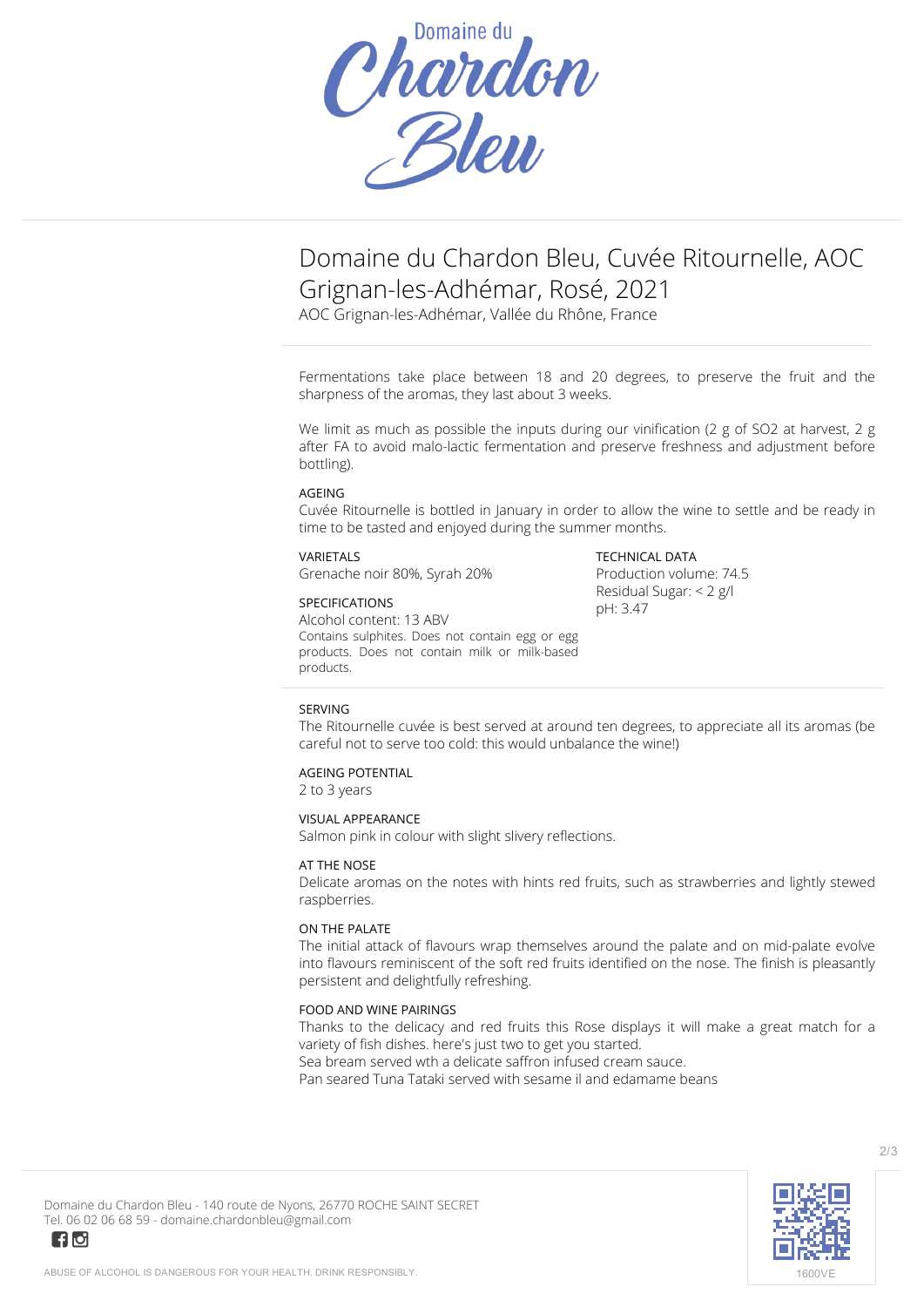Domaine du Chardon Bleu

# Domaine du Chardon Bleu, Cuvée Ritournelle, AOC Grignan-les-Adhémar, Rosé, 2021

AOC Grignan-les-Adhémar, Vallée du Rhône, France

Fermentations take place between 18 and 20 degrees, to preserve the fruit and the sharpness of the aromas, they last about 3 weeks.

We limit as much as possible the inputs during our vinification (2 g of $SO_2$ at harvest, 2 g after FA to avoid malo-lactic fermentation and preserve freshness and adjustment before bottling).

### AGEING

Cuvée Ritournelle is bottled in January in order to allow the wine to settle and be ready in time to be tasted and enjoyed during the summer months.

### VARIETALS

Grenache noir 80%, Syrah 20%

### SPECIFICATIONS

Alcohol content: 13 ABV

Contains sulphites. Does not contain egg or egg products. Does not contain milk or milk-based products.

### TECHNICAL DATA

Production volume: 74.5

Residual Sugar: < 2 g/l

pH: 3.47

### SERVING

The Ritournelle cuvée is best served at around ten degrees, to appreciate all its aromas (be careful not to serve too cold: this would unbalance the wine!)

### AGEING POTENTIAL

2 to 3 years

### VISUAL APPEARANCE

Salmon pink in colour with slight slivery reflections.

### AT THE NOSE

Delicate aromas on the notes with hints red fruits, such as strawberries and lightly stewed raspberries.

### ON THE PALATE

The initial attack of flavours wrap themselves around the palate and on mid-palate evolve into flavours reminiscent of the soft red fruits identified on the nose. The finish is pleasantly persistent and delightfully refreshing.

### FOOD AND WINE PAIRINGS

Thanks to the delicacy and red fruits this Rose displays it will make a great match for a variety of fish dishes. here's just two to get you started.

Sea bream served wth a delicate saffron infused cream sauce.

Pan seared Tuna Tataki served with sesame il and edamame beans

Domaine du Chardon Bleu - 140 route de Nyons, 26770 ROCHE SAINT SECRET

Tel. 06 02 06 68 59 - domaine.chardonbleu@gmail.com

ABUSE OF ALCOHOL IS DANGEROUS FOR YOUR HEALTH. DRINK RESPONSIBLY.

1600VE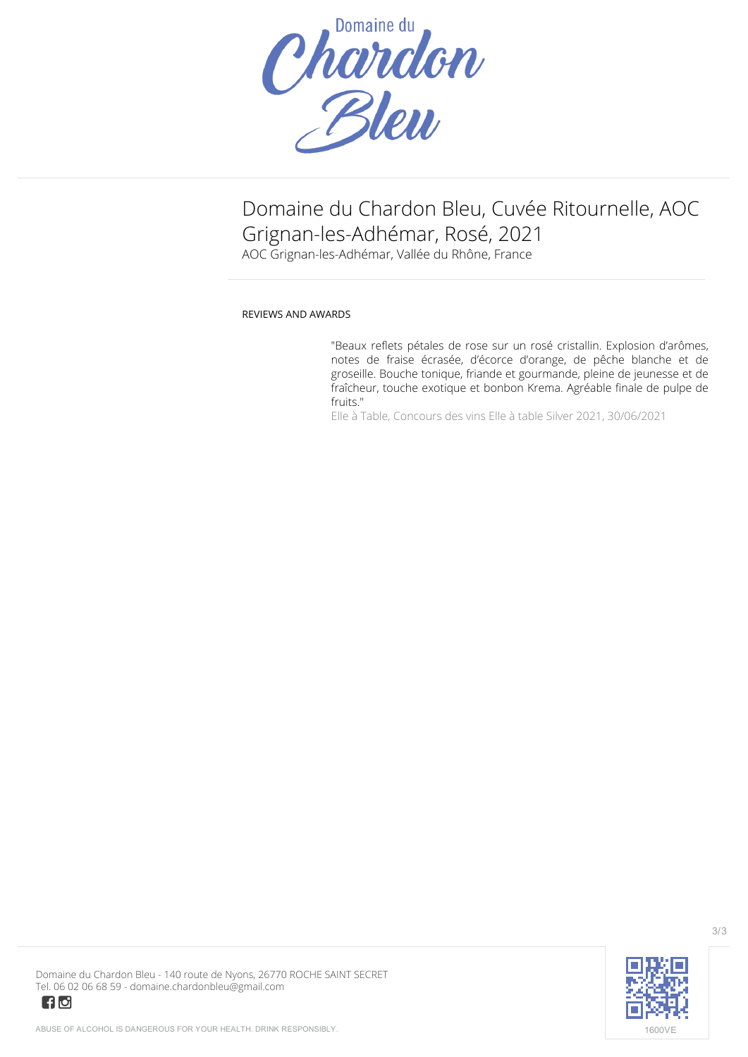Domaine du Chardon Bleu

# Domaine du Chardon Bleu, Cuvée Ritournelle, AOC Grignan-les-Adhémar, Rosé, 2021

AOC Grignan-les-Adhémar, Vallée du Rhône, France

## REVIEWS AND AWARDS

"Beaux reflets pétales de rose sur un rosé cristallin. Explosion d'arômes, notes de fraise écrasée, d'écorce d'orange, de pêche blanche et de groseille. Bouche tonique, friande et gourmande, pleine de jeunesse et de fraîcheur, touche exotique et bonbon Krema. Agréable finale de pulpe de fruits."

Elle à Table, Concours des vins Elle à table Silver 2021, 30/06/2021

Domaine du Chardon Bleu - 140 route de Nyons, 26770 ROCHE SAINT SECRET
Tel. 06 02 06 68 59 - domaine.chardonbleu@gmail.com

ABUSE OF ALCOHOL IS DANGEROUS FOR YOUR HEALTH. DRINK RESPONSIBLY.

1600VE